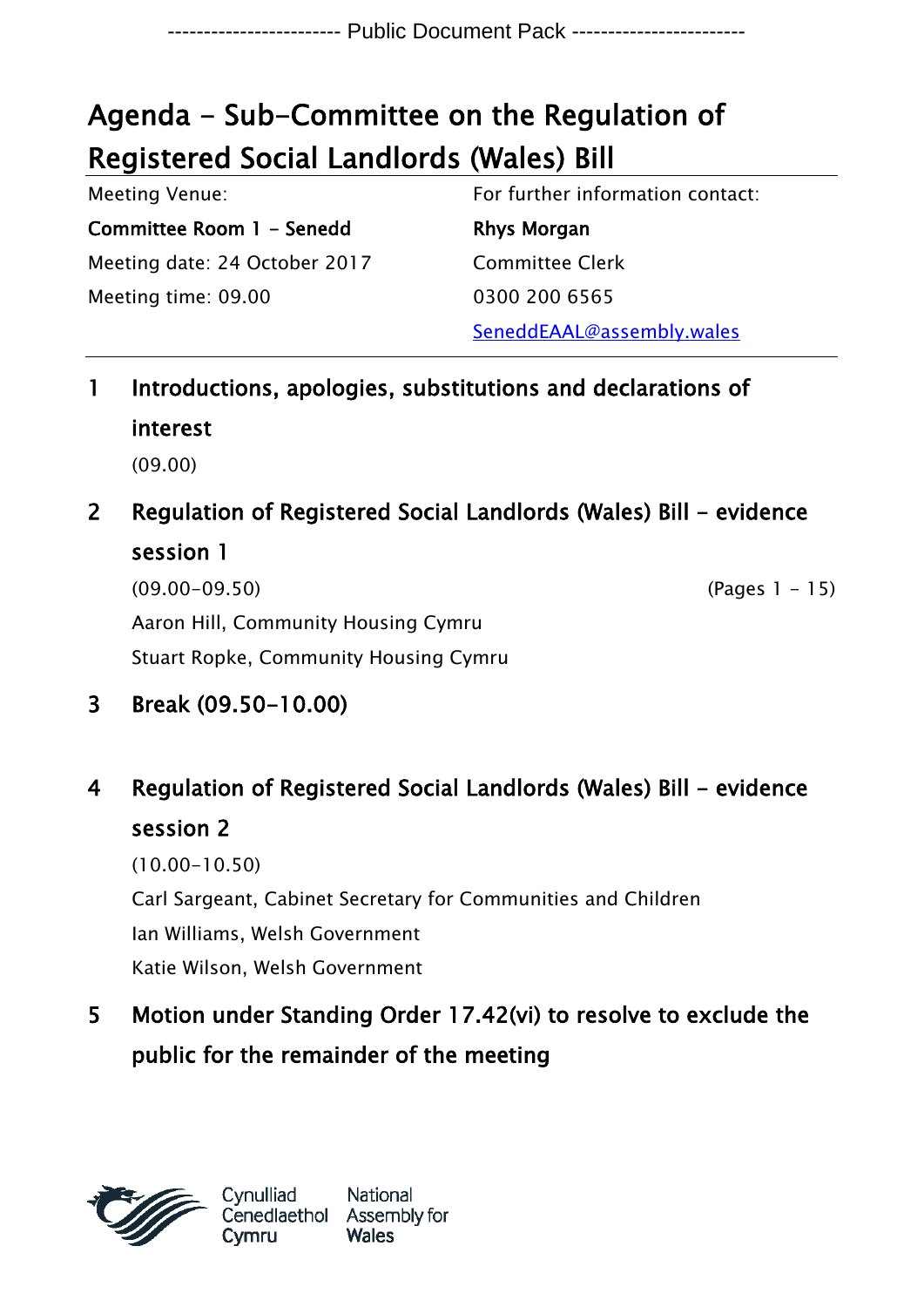------------------------ Public Document Pack ------------------------

# Agenda - Sub-Committee on the Regulation of Registered Social Landlords (Wales) Bill

| Meeting Venue: | For further information contact: |
| --- | --- |
| **Committee Room 1 - Senedd** | **Rhys Morgan** |
| Meeting date: 24 October 2017 | Committee Clerk |
| Meeting time: 09.00 | 0300 200 6565 |
| | SeneddEAAL@assembly.wales |

## 1 Introductions, apologies, substitutions and declarations of interest

(09.00)

## 2 Regulation of Registered Social Landlords (Wales) Bill - evidence session 1

(09.00-09.50) (Pages 1 - 15)

Aaron Hill, Community Housing Cymru

Stuart Ropke, Community Housing Cymru

## 3 Break (09.50-10.00)

## 4 Regulation of Registered Social Landlords (Wales) Bill - evidence session 2

(10.00-10.50)

Carl Sargeant, Cabinet Secretary for Communities and Children

Ian Williams, Welsh Government

Katie Wilson, Welsh Government

## 5 Motion under Standing Order 17.42(vi) to resolve to exclude the public for the remainder of the meeting

Cynulliad Cenedlaethol Cymru | National Assembly for Wales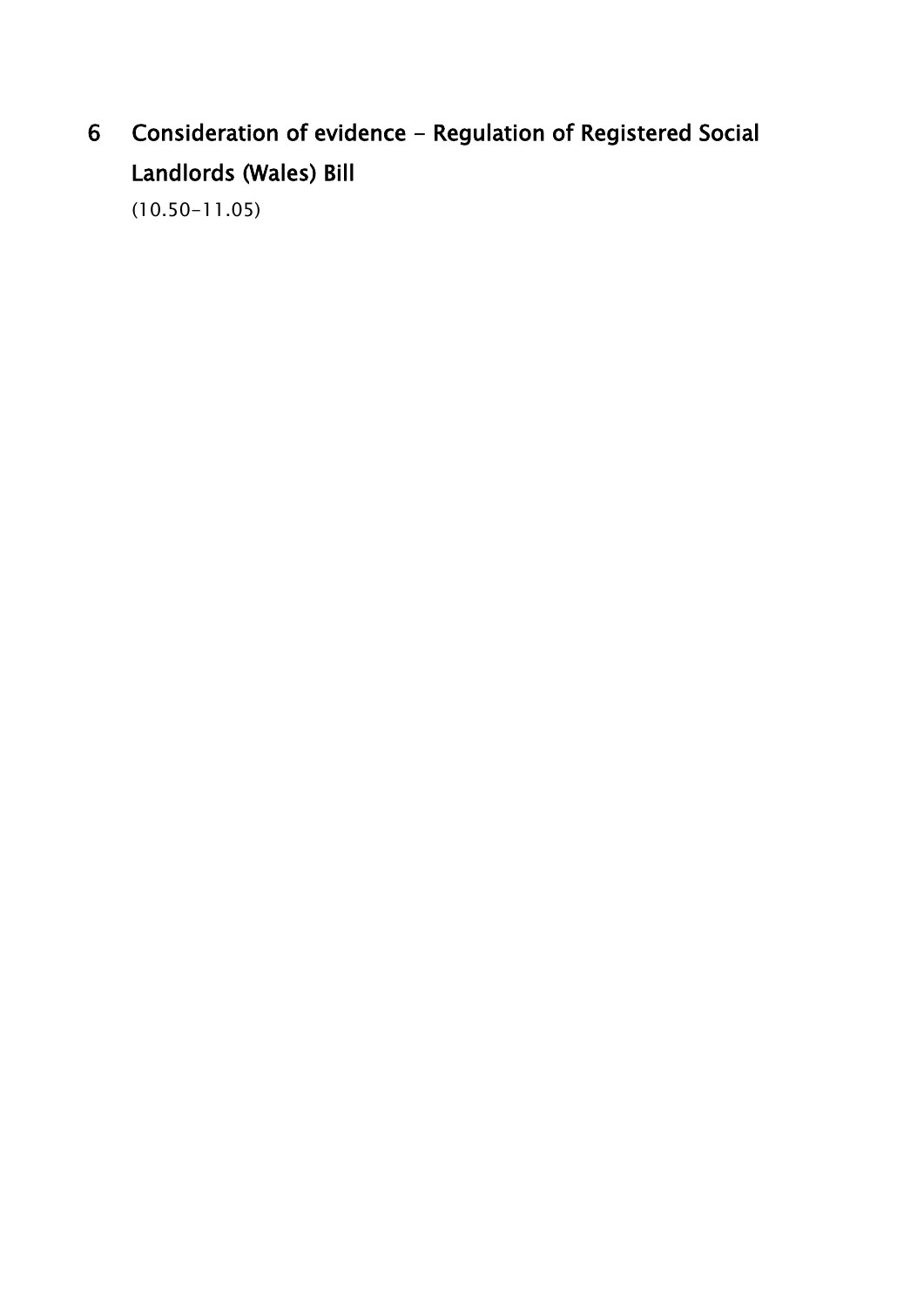## 6 Consideration of evidence - Regulation of Registered Social Landlords (Wales) Bill

(10.50-11.05)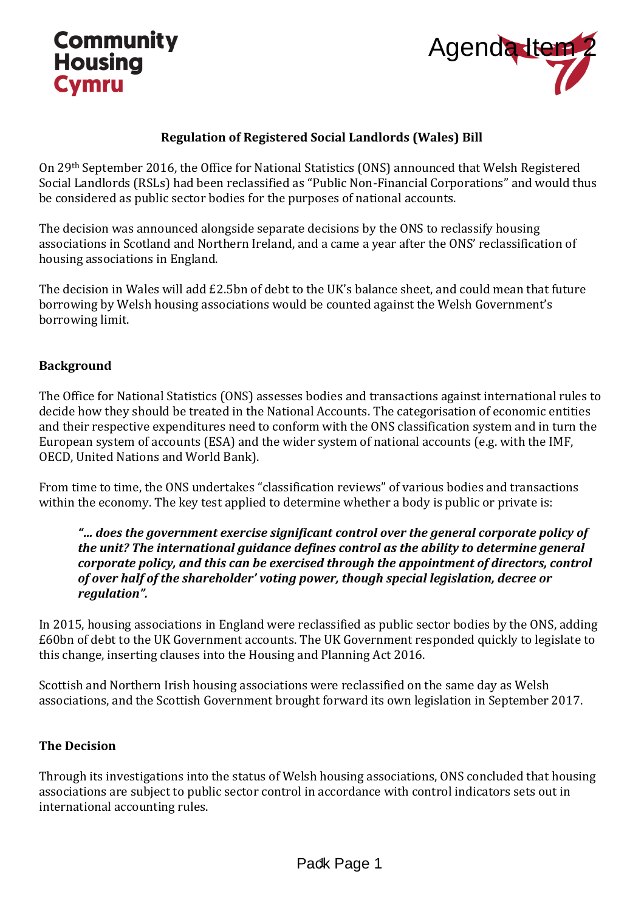Community Housing Cymru

Agenda Item 2

# Regulation of Registered Social Landlords (Wales) Bill

On 29th September 2016, the Office for National Statistics (ONS) announced that Welsh Registered Social Landlords (RSLs) had been reclassified as "Public Non-Financial Corporations" and would thus be considered as public sector bodies for the purposes of national accounts.

The decision was announced alongside separate decisions by the ONS to reclassify housing associations in Scotland and Northern Ireland, and a came a year after the ONS' reclassification of housing associations in England.

The decision in Wales will add £2.5bn of debt to the UK's balance sheet, and could mean that future borrowing by Welsh housing associations would be counted against the Welsh Government's borrowing limit.

## Background

The Office for National Statistics (ONS) assesses bodies and transactions against international rules to decide how they should be treated in the National Accounts. The categorisation of economic entities and their respective expenditures need to conform with the ONS classification system and in turn the European system of accounts (ESA) and the wider system of national accounts (e.g. with the IMF, OECD, United Nations and World Bank).

From time to time, the ONS undertakes "classification reviews" of various bodies and transactions within the economy. The key test applied to determine whether a body is public or private is:

> ***"... does the government exercise significant control over the general corporate policy of the unit? The international guidance defines control as the ability to determine general corporate policy, and this can be exercised through the appointment of directors, control of over half of the shareholder' voting power, though special legislation, decree or regulation".***

In 2015, housing associations in England were reclassified as public sector bodies by the ONS, adding £60bn of debt to the UK Government accounts. The UK Government responded quickly to legislate to this change, inserting clauses into the Housing and Planning Act 2016.

Scottish and Northern Irish housing associations were reclassified on the same day as Welsh associations, and the Scottish Government brought forward its own legislation in September 2017.

## The Decision

Through its investigations into the status of Welsh housing associations, ONS concluded that housing associations are subject to public sector control in accordance with control indicators sets out in international accounting rules.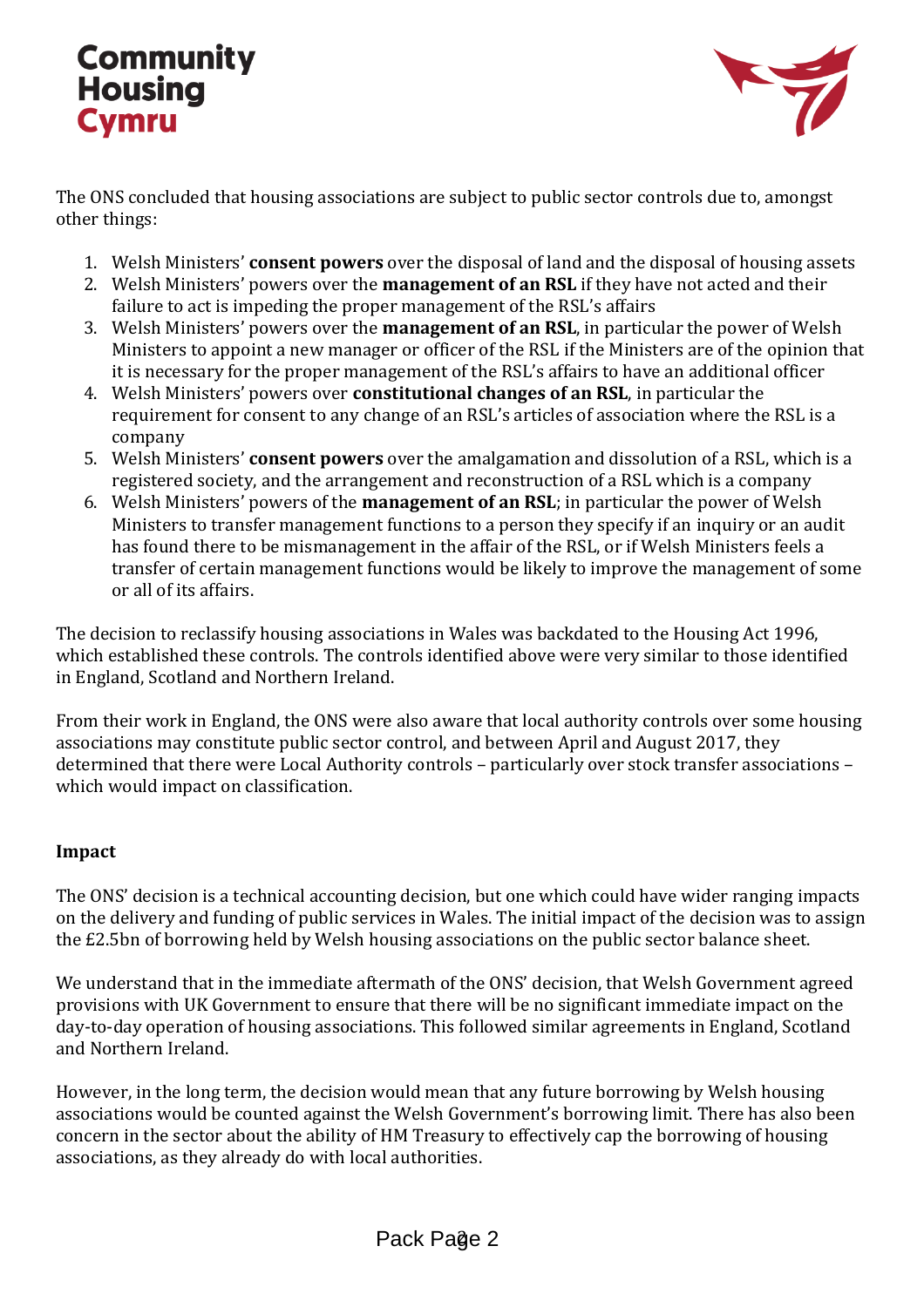The ONS concluded that housing associations are subject to public sector controls due to, amongst other things:

1. Welsh Ministers' **consent powers** over the disposal of land and the disposal of housing assets
2. Welsh Ministers' powers over the **management of an RSL** if they have not acted and their failure to act is impeding the proper management of the RSL's affairs
3. Welsh Ministers' powers over the **management of an RSL**, in particular the power of Welsh Ministers to appoint a new manager or officer of the RSL if the Ministers are of the opinion that it is necessary for the proper management of the RSL's affairs to have an additional officer
4. Welsh Ministers' powers over **constitutional changes of an RSL**, in particular the requirement for consent to any change of an RSL's articles of association where the RSL is a company
5. Welsh Ministers' **consent powers** over the amalgamation and dissolution of a RSL, which is a registered society, and the arrangement and reconstruction of a RSL which is a company
6. Welsh Ministers' powers of the **management of an RSL**; in particular the power of Welsh Ministers to transfer management functions to a person they specify if an inquiry or an audit has found there to be mismanagement in the affair of the RSL, or if Welsh Ministers feels a transfer of certain management functions would be likely to improve the management of some or all of its affairs.

The decision to reclassify housing associations in Wales was backdated to the Housing Act 1996, which established these controls. The controls identified above were very similar to those identified in England, Scotland and Northern Ireland.

From their work in England, the ONS were also aware that local authority controls over some housing associations may constitute public sector control, and between April and August 2017, they determined that there were Local Authority controls – particularly over stock transfer associations – which would impact on classification.

**Impact**

The ONS' decision is a technical accounting decision, but one which could have wider ranging impacts on the delivery and funding of public services in Wales. The initial impact of the decision was to assign the £2.5bn of borrowing held by Welsh housing associations on the public sector balance sheet.

We understand that in the immediate aftermath of the ONS' decision, that Welsh Government agreed provisions with UK Government to ensure that there will be no significant immediate impact on the day-to-day operation of housing associations. This followed similar agreements in England, Scotland and Northern Ireland.

However, in the long term, the decision would mean that any future borrowing by Welsh housing associations would be counted against the Welsh Government's borrowing limit. There has also been concern in the sector about the ability of HM Treasury to effectively cap the borrowing of housing associations, as they already do with local authorities.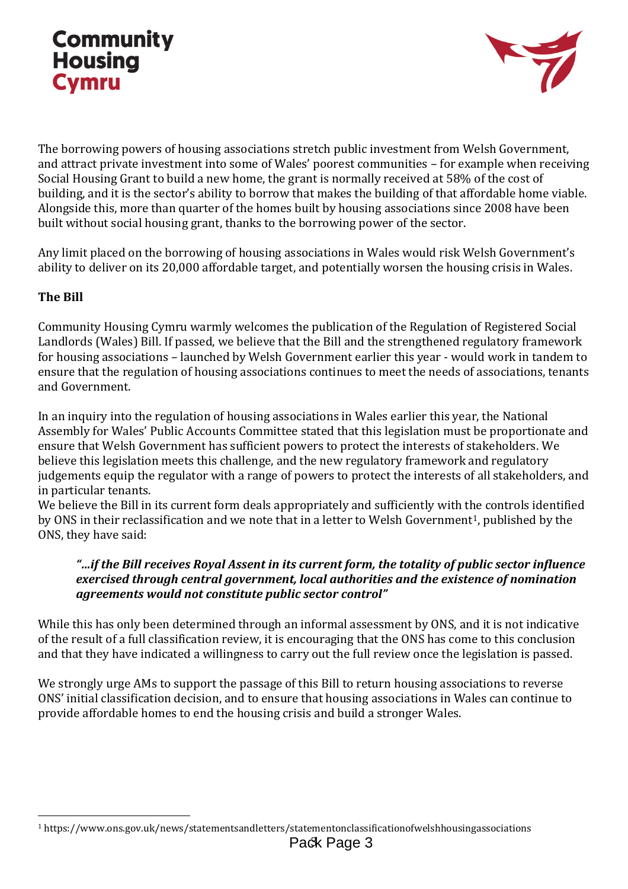The borrowing powers of housing associations stretch public investment from Welsh Government, and attract private investment into some of Wales' poorest communities – for example when receiving Social Housing Grant to build a new home, the grant is normally received at 58% of the cost of building, and it is the sector's ability to borrow that makes the building of that affordable home viable. Alongside this, more than quarter of the homes built by housing associations since 2008 have been built without social housing grant, thanks to the borrowing power of the sector.

Any limit placed on the borrowing of housing associations in Wales would risk Welsh Government's ability to deliver on its 20,000 affordable target, and potentially worsen the housing crisis in Wales.

**The Bill**

Community Housing Cymru warmly welcomes the publication of the Regulation of Registered Social Landlords (Wales) Bill. If passed, we believe that the Bill and the strengthened regulatory framework for housing associations – launched by Welsh Government earlier this year - would work in tandem to ensure that the regulation of housing associations continues to meet the needs of associations, tenants and Government.

In an inquiry into the regulation of housing associations in Wales earlier this year, the National Assembly for Wales' Public Accounts Committee stated that this legislation must be proportionate and ensure that Welsh Government has sufficient powers to protect the interests of stakeholders. We believe this legislation meets this challenge, and the new regulatory framework and regulatory judgements equip the regulator with a range of powers to protect the interests of all stakeholders, and in particular tenants.

We believe the Bill in its current form deals appropriately and sufficiently with the controls identified by ONS in their reclassification and we note that in a letter to Welsh Government[1], published by the ONS, they have said:

> ***"...if the Bill receives Royal Assent in its current form, the totality of public sector influence exercised through central government, local authorities and the existence of nomination agreements would not constitute public sector control"***

While this has only been determined through an informal assessment by ONS, and it is not indicative of the result of a full classification review, it is encouraging that the ONS has come to this conclusion and that they have indicated a willingness to carry out the full review once the legislation is passed.

We strongly urge AMs to support the passage of this Bill to return housing associations to reverse ONS' initial classification decision, and to ensure that housing associations in Wales can continue to provide affordable homes to end the housing crisis and build a stronger Wales.

[1] https://www.ons.gov.uk/news/statementsandletters/statementonclassificationofwelshhousingassociations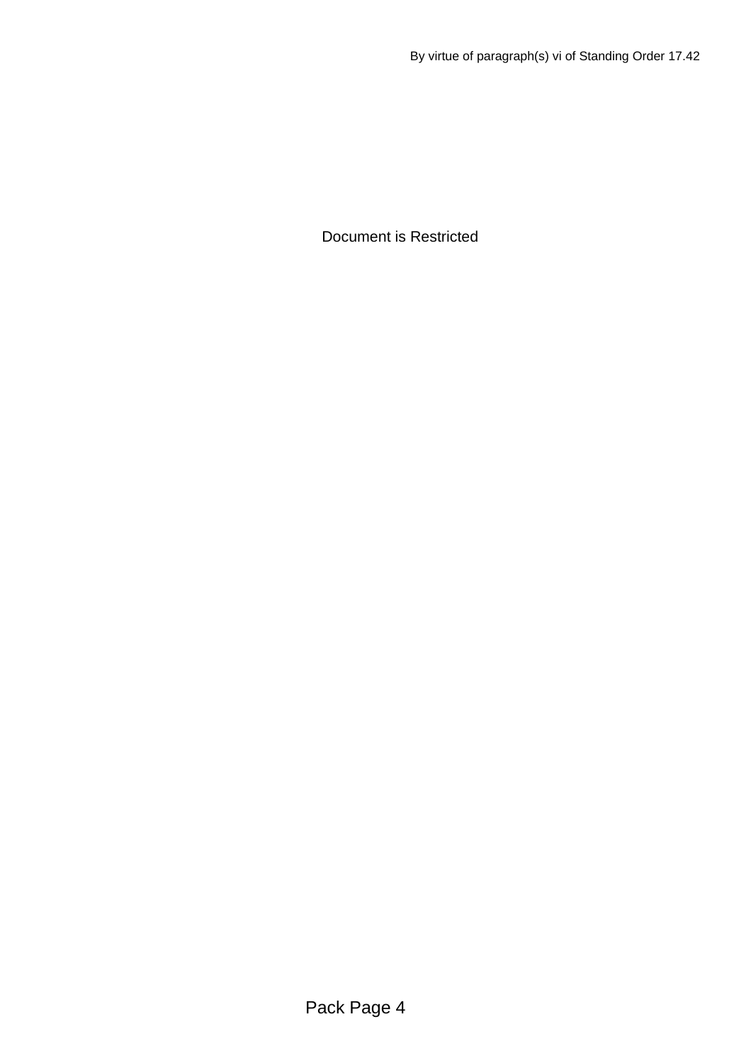By virtue of paragraph(s) vi of Standing Order 17.42

Document is Restricted